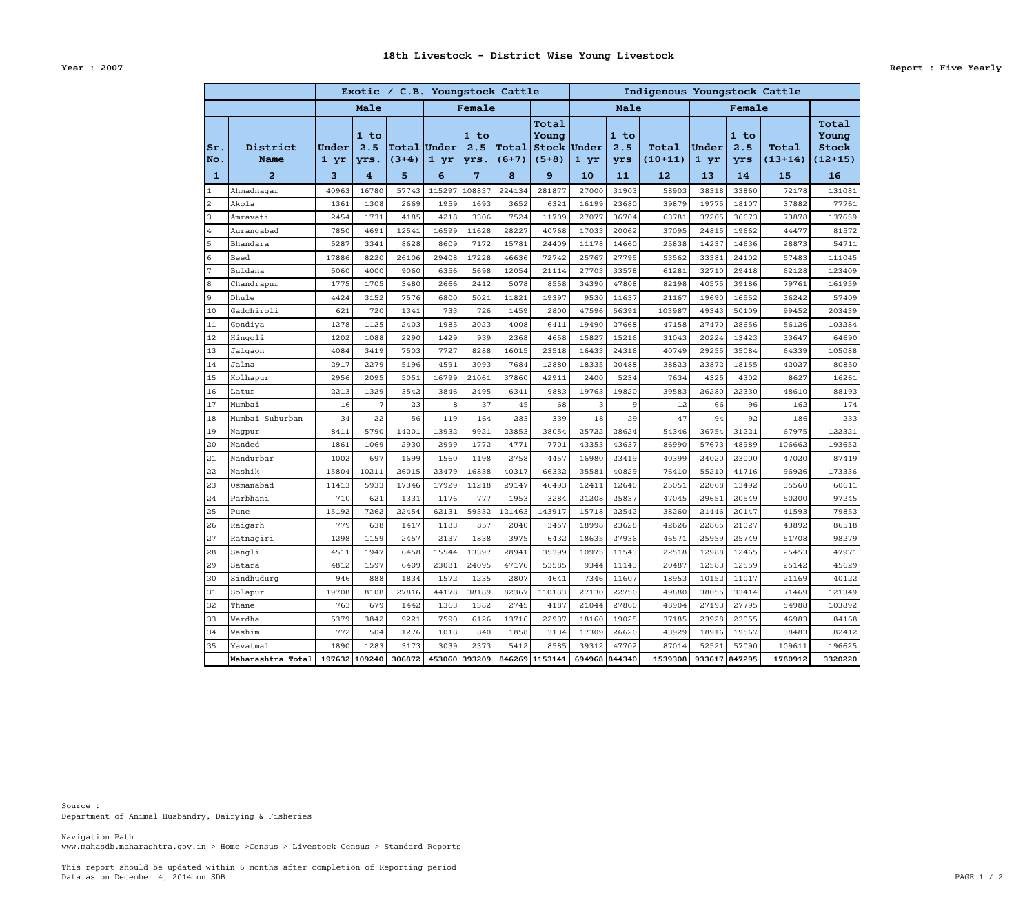# 18th Livestock - District Wise Young Livestock

Year : 2007

Report : Five Yearly

| | | Exotic / C.B. Youngstock Cattle | | | | | | | Indigenous Youngstock Cattle | | | | | | |
|---|---|---|---|---|---|---|---|---|---|---|---|---|---|---|---|
| | | Male | | | Female | | | | Male | | | Female | | | |
| Sr. No. | District Name | Under 1 yr | 1 to 2.5 yrs. | Total (3+4) | Under 1 yr | 1 to 2.5 yrs. | Total (6+7) | Total Young Stock (5+8) | Under 1 yr | 1 to 2.5 yrs | Total (10+11) | Under 1 yr | 1 to 2.5 yrs | Total (13+14) | Total Young Stock (12+15) |
| 1 | 2 | 3 | 4 | 5 | 6 | 7 | 8 | 9 | 10 | 11 | 12 | 13 | 14 | 15 | 16 |
| 1 | Ahmadnagar | 40963 | 16780 | 57743 | 115297 | 108837 | 224134 | 281877 | 27000 | 31903 | 58903 | 38318 | 33860 | 72178 | 131081 |
| 2 | Akola | 1361 | 1308 | 2669 | 1959 | 1693 | 3652 | 6321 | 16199 | 23680 | 39879 | 19775 | 18107 | 37882 | 77761 |
| 3 | Amravati | 2454 | 1731 | 4185 | 4218 | 3306 | 7524 | 11709 | 27077 | 36704 | 63781 | 37205 | 36673 | 73878 | 137659 |
| 4 | Aurangabad | 7850 | 4691 | 12541 | 16599 | 11628 | 28227 | 40768 | 17033 | 20062 | 37095 | 24815 | 19662 | 44477 | 81572 |
| 5 | Bhandara | 5287 | 3341 | 8628 | 8609 | 7172 | 15781 | 24409 | 11178 | 14660 | 25838 | 14237 | 14636 | 28873 | 54711 |
| 6 | Beed | 17886 | 8220 | 26106 | 29408 | 17228 | 46636 | 72742 | 25767 | 27795 | 53562 | 33381 | 24102 | 57483 | 111045 |
| 7 | Buldana | 5060 | 4000 | 9060 | 6356 | 5698 | 12054 | 21114 | 27703 | 33578 | 61281 | 32710 | 29418 | 62128 | 123409 |
| 8 | Chandrapur | 1775 | 1705 | 3480 | 2666 | 2412 | 5078 | 8558 | 34390 | 47808 | 82198 | 40575 | 39186 | 79761 | 161959 |
| 9 | Dhule | 4424 | 3152 | 7576 | 6800 | 5021 | 11821 | 19397 | 9530 | 11637 | 21167 | 19690 | 16552 | 36242 | 57409 |
| 10 | Gadchiroli | 621 | 720 | 1341 | 733 | 726 | 1459 | 2800 | 47596 | 56391 | 103987 | 49343 | 50109 | 99452 | 203439 |
| 11 | Gondiya | 1278 | 1125 | 2403 | 1985 | 2023 | 4008 | 6411 | 19490 | 27668 | 47158 | 27470 | 28656 | 56126 | 103284 |
| 12 | Hingoli | 1202 | 1088 | 2290 | 1429 | 939 | 2368 | 4658 | 15827 | 15216 | 31043 | 20224 | 13423 | 33647 | 64690 |
| 13 | Jalgaon | 4084 | 3419 | 7503 | 7727 | 8288 | 16015 | 23518 | 16433 | 24316 | 40749 | 29255 | 35084 | 64339 | 105088 |
| 14 | Jalna | 2917 | 2279 | 5196 | 4591 | 3093 | 7684 | 12880 | 18335 | 20488 | 38823 | 23872 | 18155 | 42027 | 80850 |
| 15 | Kolhapur | 2956 | 2095 | 5051 | 16799 | 21061 | 37860 | 42911 | 2400 | 5234 | 7634 | 4325 | 4302 | 8627 | 16261 |
| 16 | Latur | 2213 | 1329 | 3542 | 3846 | 2495 | 6341 | 9883 | 19763 | 19820 | 39583 | 26280 | 22330 | 48610 | 88193 |
| 17 | Mumbai | 16 | 7 | 23 | 8 | 37 | 45 | 68 | 3 | 9 | 12 | 66 | 96 | 162 | 174 |
| 18 | Mumbai Suburban | 34 | 22 | 56 | 119 | 164 | 283 | 339 | 18 | 29 | 47 | 94 | 92 | 186 | 233 |
| 19 | Nagpur | 8411 | 5790 | 14201 | 13932 | 9921 | 23853 | 38054 | 25722 | 28624 | 54346 | 36754 | 31221 | 67975 | 122321 |
| 20 | Nanded | 1861 | 1069 | 2930 | 2999 | 1772 | 4771 | 7701 | 43353 | 43637 | 86990 | 57673 | 48989 | 106662 | 193652 |
| 21 | Nandurbar | 1002 | 697 | 1699 | 1560 | 1198 | 2758 | 4457 | 16980 | 23419 | 40399 | 24020 | 23000 | 47020 | 87419 |
| 22 | Nashik | 15804 | 10211 | 26015 | 23479 | 16838 | 40317 | 66332 | 35581 | 40829 | 76410 | 55210 | 41716 | 96926 | 173336 |
| 23 | Osmanabad | 11413 | 5933 | 17346 | 17929 | 11218 | 29147 | 46493 | 12411 | 12640 | 25051 | 22068 | 13492 | 35560 | 60611 |
| 24 | Parbhani | 710 | 621 | 1331 | 1176 | 777 | 1953 | 3284 | 21208 | 25837 | 47045 | 29651 | 20549 | 50200 | 97245 |
| 25 | Pune | 15192 | 7262 | 22454 | 62131 | 59332 | 121463 | 143917 | 15718 | 22542 | 38260 | 21446 | 20147 | 41593 | 79853 |
| 26 | Raigarh | 779 | 638 | 1417 | 1183 | 857 | 2040 | 3457 | 18998 | 23628 | 42626 | 22865 | 21027 | 43892 | 86518 |
| 27 | Ratnagiri | 1298 | 1159 | 2457 | 2137 | 1838 | 3975 | 6432 | 18635 | 27936 | 46571 | 25959 | 25749 | 51708 | 98279 |
| 28 | Sangli | 4511 | 1947 | 6458 | 15544 | 13397 | 28941 | 35399 | 10975 | 11543 | 22518 | 12988 | 12465 | 25453 | 47971 |
| 29 | Satara | 4812 | 1597 | 6409 | 23081 | 24095 | 47176 | 53585 | 9344 | 11143 | 20487 | 12583 | 12559 | 25142 | 45629 |
| 30 | Sindhudurg | 946 | 888 | 1834 | 1572 | 1235 | 2807 | 4641 | 7346 | 11607 | 18953 | 10152 | 11017 | 21169 | 40122 |
| 31 | Solapur | 19708 | 8108 | 27816 | 44178 | 38189 | 82367 | 110183 | 27130 | 22750 | 49880 | 38055 | 33414 | 71469 | 121349 |
| 32 | Thane | 763 | 679 | 1442 | 1363 | 1382 | 2745 | 4187 | 21044 | 27860 | 48904 | 27193 | 27795 | 54988 | 103892 |
| 33 | Wardha | 5379 | 3842 | 9221 | 7590 | 6126 | 13716 | 22937 | 18160 | 19025 | 37185 | 23928 | 23055 | 46983 | 84168 |
| 34 | Washim | 772 | 504 | 1276 | 1018 | 840 | 1858 | 3134 | 17309 | 26620 | 43929 | 18916 | 19567 | 38483 | 82412 |
| 35 | Yavatmal | 1890 | 1283 | 3173 | 3039 | 2373 | 5412 | 8585 | 39312 | 47702 | 87014 | 52521 | 57090 | 109611 | 196625 |
| | **Maharashtra Total** | **197632** | **109240** | **306872** | **453060** | **393209** | **846269** | **1153141** | **694968** | **844340** | **1539308** | **933617** | **847295** | **1780912** | **3320220** |

Source :
Department of Animal Husbandry, Dairying & Fisheries

Navigation Path :
www.mahasdb.maharashtra.gov.in > Home >Census > Livestock Census > Standard Reports

This report should be updated within 6 months after completion of Reporting period
Data as on December 4, 2014 on SDB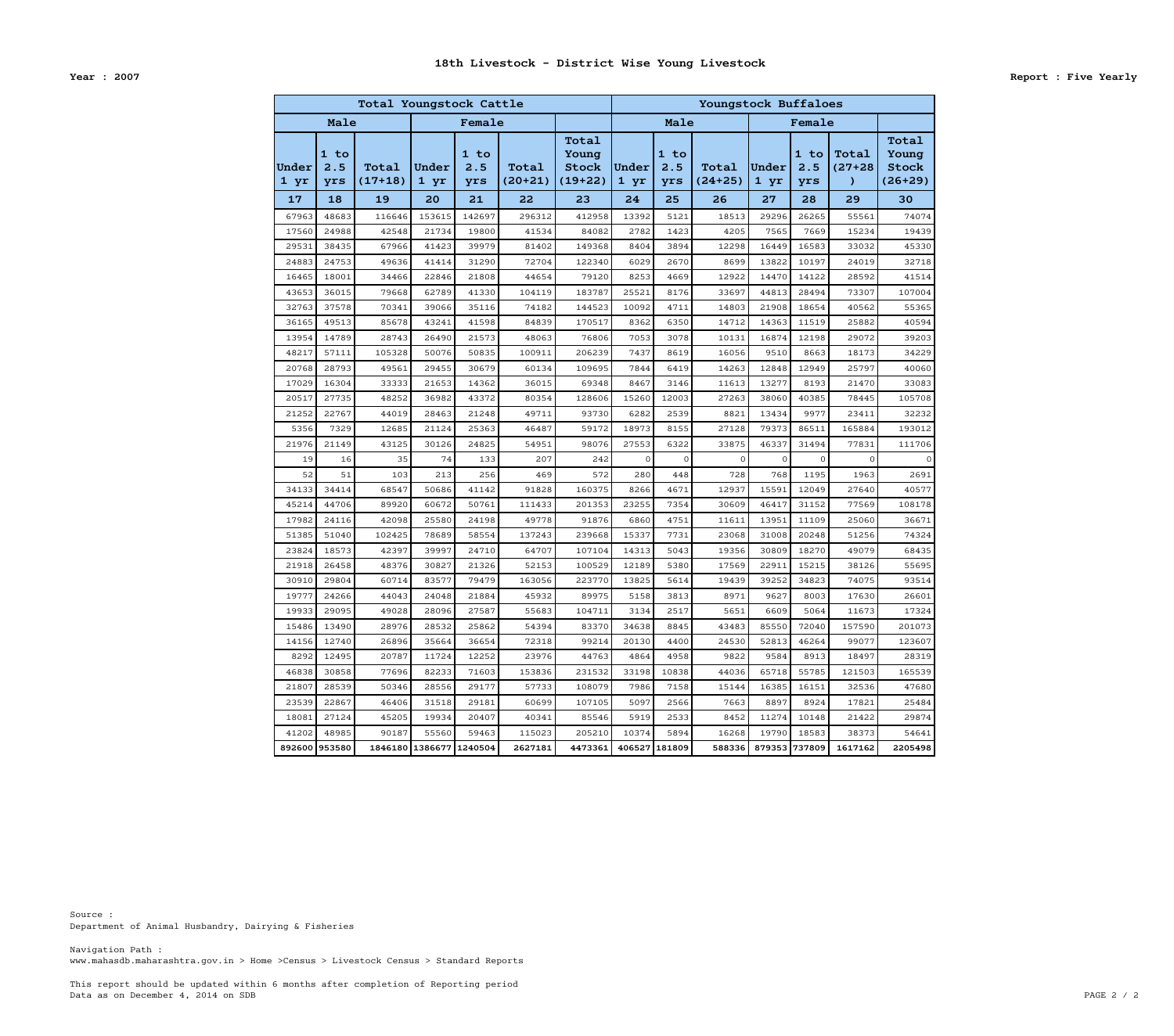# 18th Livestock - District Wise Young Livestock

**Year : 2007**

**Report : Five Yearly**

| Total Youngstock Cattle | | | | | | | Youngstock Buffaloes | | | | | | |
|---|---|---|---|---|---|---|---|---|---|---|---|---|---|
| Male | | | Female | | | | Male | | | Female | | | |
| Under 1 yr | 1 to 2.5 yrs | Total (17+18) | Under 1 yr | 1 to 2.5 yrs | Total (20+21) | Total Young Stock (19+22) | Under 1 yr | 1 to 2.5 yrs | Total (24+25) | Under 1 yr | 1 to 2.5 yrs | Total (27+28) | Total Young Stock (26+29) |
| 17 | 18 | 19 | 20 | 21 | 22 | 23 | 24 | 25 | 26 | 27 | 28 | 29 | 30 |
| 67963 | 48683 | 116646 | 153615 | 142697 | 296312 | 412958 | 13392 | 5121 | 18513 | 29296 | 26265 | 55561 | 74074 |
| 17560 | 24988 | 42548 | 21734 | 19800 | 41534 | 84082 | 2782 | 1423 | 4205 | 7565 | 7669 | 15234 | 19439 |
| 29531 | 38435 | 67966 | 41423 | 39979 | 81402 | 149368 | 8404 | 3894 | 12298 | 16449 | 16583 | 33032 | 45330 |
| 24883 | 24753 | 49636 | 41414 | 31290 | 72704 | 122340 | 6029 | 2670 | 8699 | 13822 | 10197 | 24019 | 32718 |
| 16465 | 18001 | 34466 | 22846 | 21808 | 44654 | 79120 | 8253 | 4669 | 12922 | 14470 | 14122 | 28592 | 41514 |
| 43653 | 36015 | 79668 | 62789 | 41330 | 104119 | 183787 | 25521 | 8176 | 33697 | 44813 | 28494 | 73307 | 107004 |
| 32763 | 37578 | 70341 | 39066 | 35116 | 74182 | 144523 | 10092 | 4711 | 14803 | 21908 | 18654 | 40562 | 55365 |
| 36165 | 49513 | 85678 | 43241 | 41598 | 84839 | 170517 | 8362 | 6350 | 14712 | 14363 | 11519 | 25882 | 40594 |
| 13954 | 14789 | 28743 | 26490 | 21573 | 48063 | 76806 | 7053 | 3078 | 10131 | 16874 | 12198 | 29072 | 39203 |
| 48217 | 57111 | 105328 | 50076 | 50835 | 100911 | 206239 | 7437 | 8619 | 16056 | 9510 | 8663 | 18173 | 34229 |
| 20768 | 28793 | 49561 | 29455 | 30679 | 60134 | 109695 | 7844 | 6419 | 14263 | 12848 | 12949 | 25797 | 40060 |
| 17029 | 16304 | 33333 | 21653 | 14362 | 36015 | 69348 | 8467 | 3146 | 11613 | 13277 | 8193 | 21470 | 33083 |
| 20517 | 27735 | 48252 | 36982 | 43372 | 80354 | 128606 | 15260 | 12003 | 27263 | 38060 | 40385 | 78445 | 105708 |
| 21252 | 22767 | 44019 | 28463 | 21248 | 49711 | 93730 | 6282 | 2539 | 8821 | 13434 | 9977 | 23411 | 32232 |
| 5356 | 7329 | 12685 | 21124 | 25363 | 46487 | 59172 | 18973 | 8155 | 27128 | 79373 | 86511 | 165884 | 193012 |
| 21976 | 21149 | 43125 | 30126 | 24825 | 54951 | 98076 | 27553 | 6322 | 33875 | 46337 | 31494 | 77831 | 111706 |
| 19 | 16 | 35 | 74 | 133 | 207 | 242 | 0 | 0 | 0 | 0 | 0 | 0 | 0 |
| 52 | 51 | 103 | 213 | 256 | 469 | 572 | 280 | 448 | 728 | 768 | 1195 | 1963 | 2691 |
| 34133 | 34414 | 68547 | 50686 | 41142 | 91828 | 160375 | 8266 | 4671 | 12937 | 15591 | 12049 | 27640 | 40577 |
| 45214 | 44706 | 89920 | 60672 | 50761 | 111433 | 201353 | 23255 | 7354 | 30609 | 46417 | 31152 | 77569 | 108178 |
| 17982 | 24116 | 42098 | 25580 | 24198 | 49778 | 91876 | 6860 | 4751 | 11611 | 13951 | 11109 | 25060 | 36671 |
| 51385 | 51040 | 102425 | 78689 | 58554 | 137243 | 239668 | 15337 | 7731 | 23068 | 31008 | 20248 | 51256 | 74324 |
| 23824 | 18573 | 42397 | 39997 | 24710 | 64707 | 107104 | 14313 | 5043 | 19356 | 30809 | 18270 | 49079 | 68435 |
| 21918 | 26458 | 48376 | 30827 | 21326 | 52153 | 100529 | 12189 | 5380 | 17569 | 22911 | 15215 | 38126 | 55695 |
| 30910 | 29804 | 60714 | 83577 | 79479 | 163056 | 223770 | 13825 | 5614 | 19439 | 39252 | 34823 | 74075 | 93514 |
| 19777 | 24266 | 44043 | 24048 | 21884 | 45932 | 89975 | 5158 | 3813 | 8971 | 9627 | 8003 | 17630 | 26601 |
| 19933 | 29095 | 49028 | 28096 | 27587 | 55683 | 104711 | 3134 | 2517 | 5651 | 6609 | 5064 | 11673 | 17324 |
| 15486 | 13490 | 28976 | 28532 | 25862 | 54394 | 83370 | 34638 | 8845 | 43483 | 85550 | 72040 | 157590 | 201073 |
| 14156 | 12740 | 26896 | 35664 | 36654 | 72318 | 99214 | 20130 | 4400 | 24530 | 52813 | 46264 | 99077 | 123607 |
| 8292 | 12495 | 20787 | 11724 | 12252 | 23976 | 44763 | 4864 | 4958 | 9822 | 9584 | 8913 | 18497 | 28319 |
| 46838 | 30858 | 77696 | 82233 | 71603 | 153836 | 231532 | 33198 | 10838 | 44036 | 65718 | 55785 | 121503 | 165539 |
| 21807 | 28539 | 50346 | 28556 | 29177 | 57733 | 108079 | 7986 | 7158 | 15144 | 16385 | 16151 | 32536 | 47680 |
| 23539 | 22867 | 46406 | 31518 | 29181 | 60699 | 107105 | 5097 | 2566 | 7663 | 8897 | 8924 | 17821 | 25484 |
| 18081 | 27124 | 45205 | 19934 | 20407 | 40341 | 85546 | 5919 | 2533 | 8452 | 11274 | 10148 | 21422 | 29874 |
| 41202 | 48985 | 90187 | 55560 | 59463 | 115023 | 205210 | 10374 | 5894 | 16268 | 19790 | 18583 | 38373 | 54641 |
| **892600** | **953580** | **1846180** | **1386677** | **1240504** | **2627181** | **4473361** | **406527** | **181809** | **588336** | **879353** | **737809** | **1617162** | **2205498** |

Source :
Department of Animal Husbandry, Dairying & Fisheries

Navigation Path :
www.mahasdb.maharashtra.gov.in > Home >Census > Livestock Census > Standard Reports

This report should be updated within 6 months after completion of Reporting period
Data as on December 4, 2014 on SDB